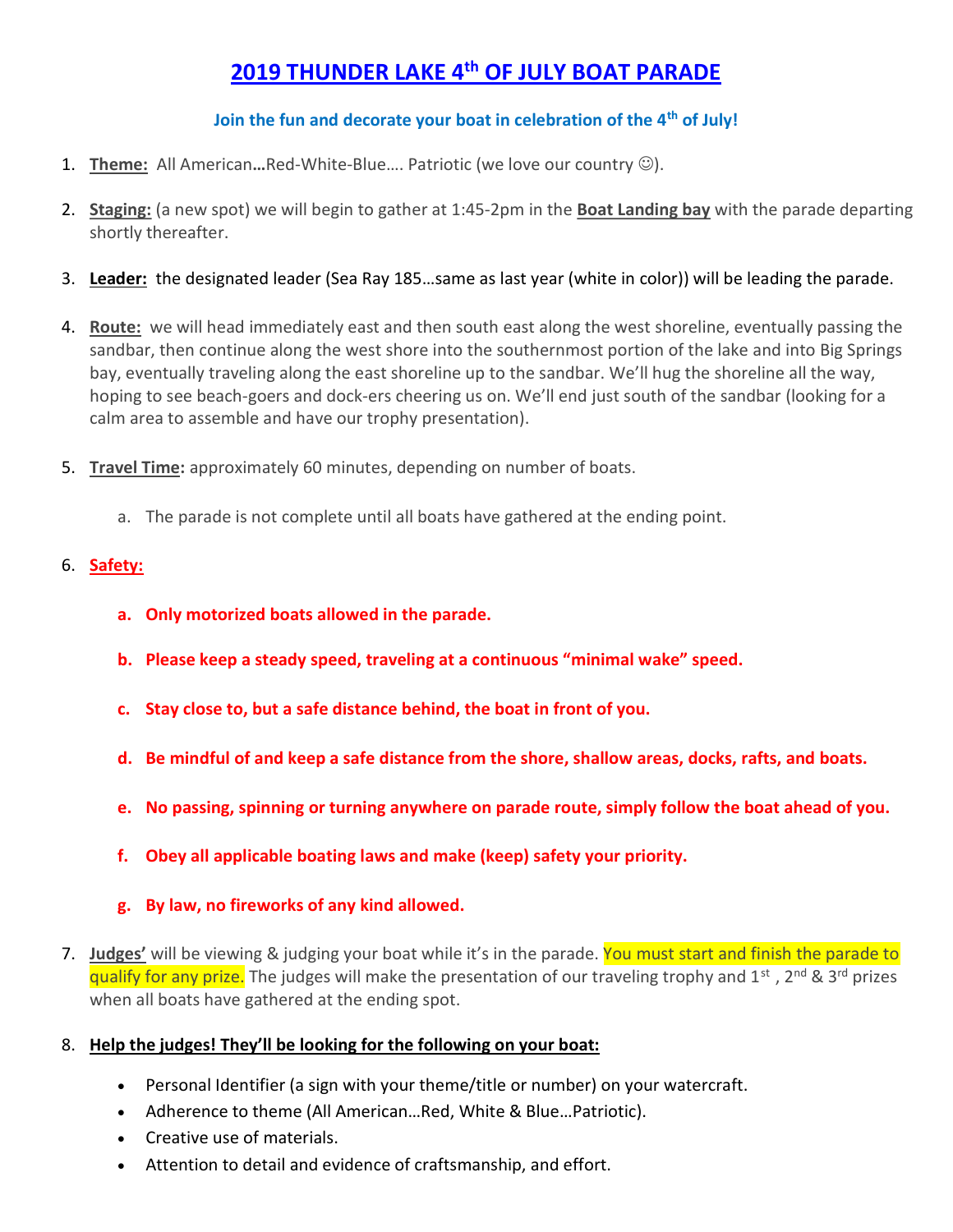# 2019 THUNDER LAKE 4th OF JULY BOAT PARADE

**Join the fun and decorate your boat in celebration of the 4th of July!**

1. **Theme:** All American**…**Red-White-Blue…. Patriotic (we love our country ☺).

2. **Staging:** (a new spot) we will begin to gather at 1:45-2pm in the **Boat Landing bay** with the parade departing shortly thereafter.

3. **Leader:** the designated leader (Sea Ray 185…same as last year (white in color)) will be leading the parade.

4. **Route:** we will head immediately east and then south east along the west shoreline, eventually passing the sandbar, then continue along the west shore into the southernmost portion of the lake and into Big Springs bay, eventually traveling along the east shoreline up to the sandbar. We'll hug the shoreline all the way, hoping to see beach-goers and dock-ers cheering us on. We'll end just south of the sandbar (looking for a calm area to assemble and have our trophy presentation).

5. **Travel Time:** approximately 60 minutes, depending on number of boats.
   a. The parade is not complete until all boats have gathered at the ending point.

6. **Safety:**
   a. **Only motorized boats allowed in the parade.**
   b. **Please keep a steady speed, traveling at a continuous "minimal wake" speed.**
   c. **Stay close to, but a safe distance behind, the boat in front of you.**
   d. **Be mindful of and keep a safe distance from the shore, shallow areas, docks, rafts, and boats.**
   e. **No passing, spinning or turning anywhere on parade route, simply follow the boat ahead of you.**
   f. **Obey all applicable boating laws and make (keep) safety your priority.**
   g. **By law, no fireworks of any kind allowed.**

7. **Judges'** will be viewing & judging your boat while it's in the parade. You must start and finish the parade to qualify for any prize. The judges will make the presentation of our traveling trophy and 1st , 2nd & 3rd prizes when all boats have gathered at the ending spot.

8. **Help the judges! They'll be looking for the following on your boat:**
   - Personal Identifier (a sign with your theme/title or number) on your watercraft.
   - Adherence to theme (All American…Red, White & Blue…Patriotic).
   - Creative use of materials.
   - Attention to detail and evidence of craftsmanship, and effort.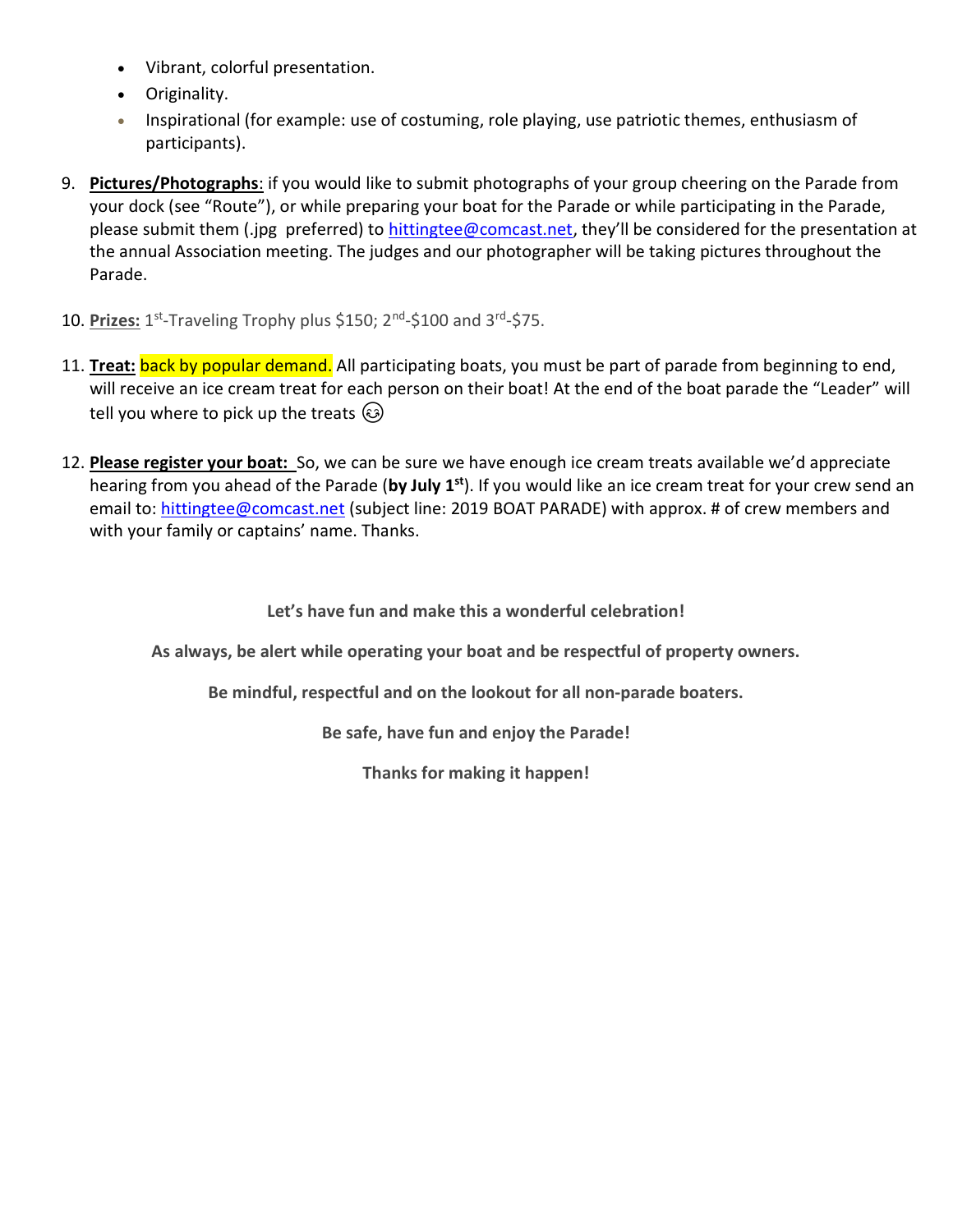- Vibrant, colorful presentation.
- Originality.
- Inspirational (for example: use of costuming, role playing, use patriotic themes, enthusiasm of participants).

9. **Pictures/Photographs**: if you would like to submit photographs of your group cheering on the Parade from your dock (see "Route"), or while preparing your boat for the Parade or while participating in the Parade, please submit them (.jpg preferred) to hittingtee@comcast.net, they'll be considered for the presentation at the annual Association meeting. The judges and our photographer will be taking pictures throughout the Parade.

10. **Prizes:** 1st-Traveling Trophy plus $150; 2nd-$100 and 3rd-$75.

11. **Treat:** back by popular demand. All participating boats, you must be part of parade from beginning to end, will receive an ice cream treat for each person on their boat! At the end of the boat parade the "Leader" will tell you where to pick up the treats 😉

12. **Please register your boat:** So, we can be sure we have enough ice cream treats available we'd appreciate hearing from you ahead of the Parade (**by July 1st**). If you would like an ice cream treat for your crew send an email to: hittingtee@comcast.net (subject line: 2019 BOAT PARADE) with approx. # of crew members and with your family or captains' name. Thanks.

**Let's have fun and make this a wonderful celebration!**

**As always, be alert while operating your boat and be respectful of property owners.**

**Be mindful, respectful and on the lookout for all non-parade boaters.**

**Be safe, have fun and enjoy the Parade!**

**Thanks for making it happen!**